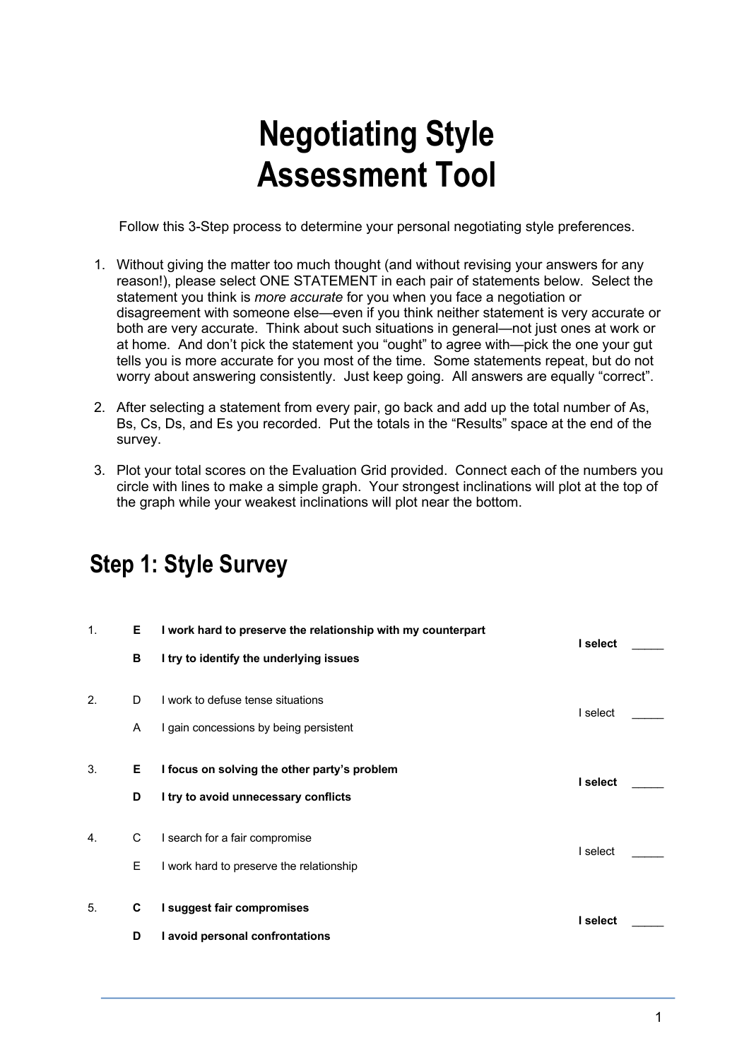# Negotiating Style Assessment Tool

Follow this 3-Step process to determine your personal negotiating style preferences.

1. Without giving the matter too much thought (and without revising your answers for any reason!), please select ONE STATEMENT in each pair of statements below. Select the statement you think is *more accurate* for you when you face a negotiation or disagreement with someone else—even if you think neither statement is very accurate or both are very accurate. Think about such situations in general—not just ones at work or at home. And don't pick the statement you "ought" to agree with—pick the one your gut tells you is more accurate for you most of the time. Some statements repeat, but do not worry about answering consistently. Just keep going. All answers are equally "correct".
2. After selecting a statement from every pair, go back and add up the total number of As, Bs, Cs, Ds, and Es you recorded. Put the totals in the "Results" space at the end of the survey.
3. Plot your total scores on the Evaluation Grid provided. Connect each of the numbers you circle with lines to make a simple graph. Your strongest inclinations will plot at the top of the graph while your weakest inclinations will plot near the bottom.

## Step 1: Style Survey

| # | | Statement | |
|---|---|---|---|
| **1.** | **E** | **I work hard to preserve the relationship with my counterpart** | **I select \_\_\_\_\_** |
| | **B** | **I try to identify the underlying issues** | |
| 2. | D | I work to defuse tense situations | I select \_\_\_\_\_ |
| | A | I gain concessions by being persistent | |
| **3.** | **E** | **I focus on solving the other party's problem** | **I select \_\_\_\_\_** |
| | **D** | **I try to avoid unnecessary conflicts** | |
| 4. | C | I search for a fair compromise | I select \_\_\_\_\_ |
| | E | I work hard to preserve the relationship | |
| **5.** | **C** | **I suggest fair compromises** | **I select \_\_\_\_\_** |
| | **D** | **I avoid personal confrontations** | |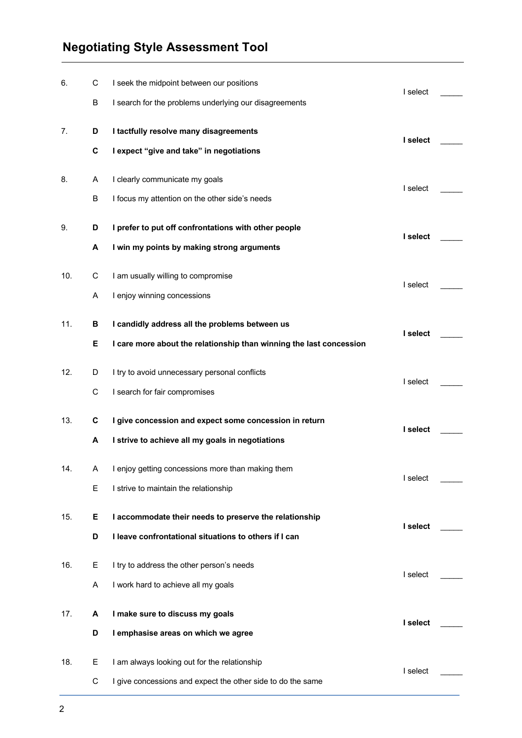| No. | Style | Statement | I select |
|---|---|---|---|
| 6. | C | I seek the midpoint between our positions | I select _____ |
| | B | I search for the problems underlying our disagreements | |
| 7. | **D** | **I tactfully resolve many disagreements** | **I select** _____ |
| | **C** | **I expect "give and take" in negotiations** | |
| 8. | A | I clearly communicate my goals | I select _____ |
| | B | I focus my attention on the other side's needs | |
| 9. | **D** | **I prefer to put off confrontations with other people** | **I select** _____ |
| | **A** | **I win my points by making strong arguments** | |
| 10. | C | I am usually willing to compromise | I select _____ |
| | A | I enjoy winning concessions | |
| 11. | **B** | **I candidly address all the problems between us** | **I select** _____ |
| | **E** | **I care more about the relationship than winning the last concession** | |
| 12. | D | I try to avoid unnecessary personal conflicts | I select _____ |
| | C | I search for fair compromises | |
| 13. | **C** | **I give concession and expect some concession in return** | **I select** _____ |
| | **A** | **I strive to achieve all my goals in negotiations** | |
| 14. | A | I enjoy getting concessions more than making them | I select _____ |
| | E | I strive to maintain the relationship | |
| 15. | **E** | **I accommodate their needs to preserve the relationship** | **I select** _____ |
| | **D** | **I leave confrontational situations to others if I can** | |
| 16. | E | I try to address the other person's needs | I select _____ |
| | A | I work hard to achieve all my goals | |
| 17. | **A** | **I make sure to discuss my goals** | **I select** _____ |
| | **D** | **I emphasise areas on which we agree** | |
| 18. | E | I am always looking out for the relationship | I select _____ |
| | C | I give concessions and expect the other side to do the same | |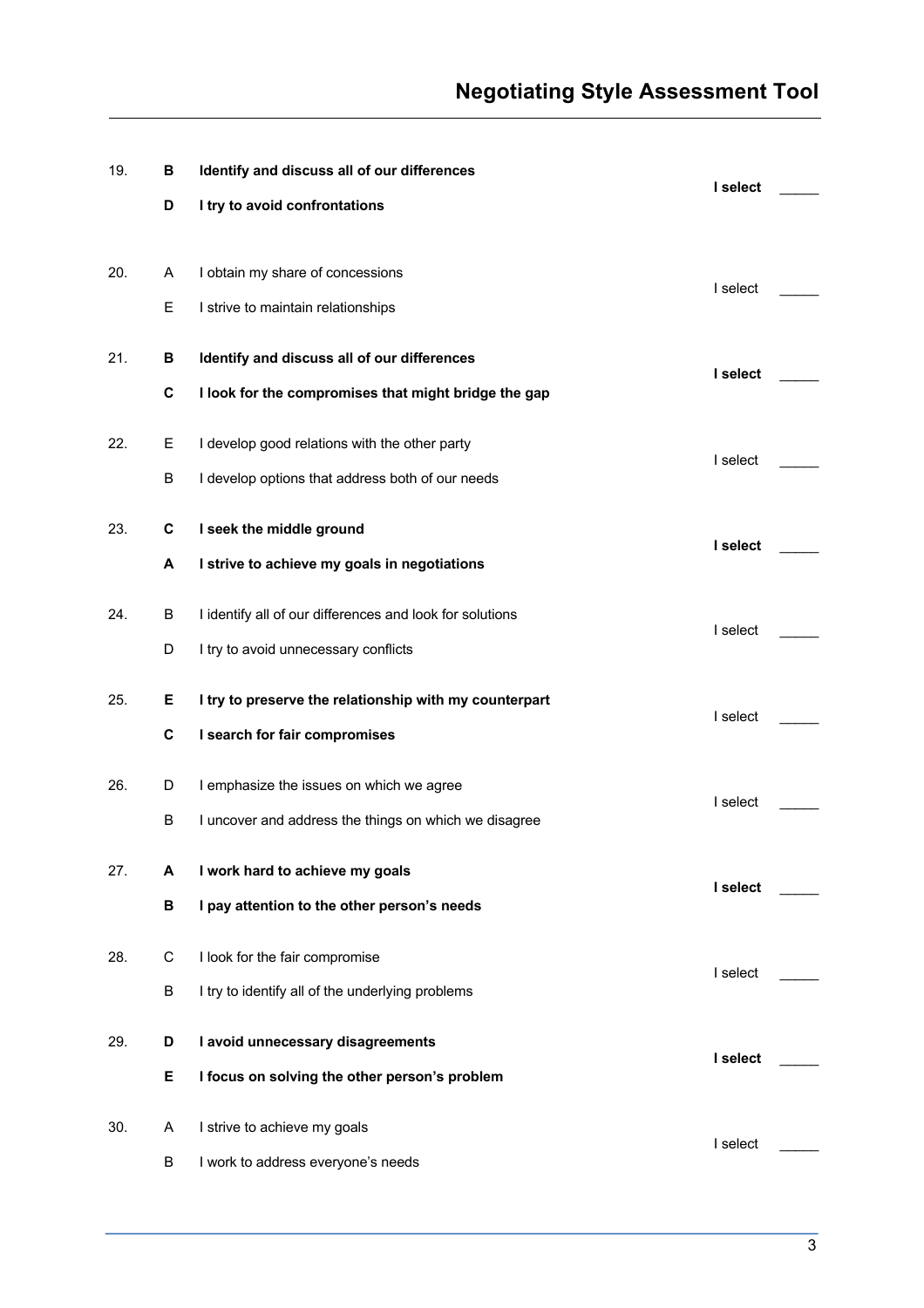| | | | |
|---|---|---|---|
| **19.** | **B** | **Identify and discuss all of our differences** | **I select _____** |
| | **D** | **I try to avoid confrontations** | |
| 20. | A | I obtain my share of concessions | I select _____ |
| | E | I strive to maintain relationships | |
| **21.** | **B** | **Identify and discuss all of our differences** | **I select _____** |
| | **C** | **I look for the compromises that might bridge the gap** | |
| 22. | E | I develop good relations with the other party | I select _____ |
| | B | I develop options that address both of our needs | |
| **23.** | **C** | **I seek the middle ground** | **I select _____** |
| | **A** | **I strive to achieve my goals in negotiations** | |
| 24. | B | I identify all of our differences and look for solutions | I select _____ |
| | D | I try to avoid unnecessary conflicts | |
| **25.** | **E** | **I try to preserve the relationship with my counterpart** | I select _____ |
| | **C** | **I search for fair compromises** | |
| 26. | D | I emphasize the issues on which we agree | I select _____ |
| | B | I uncover and address the things on which we disagree | |
| **27.** | **A** | **I work hard to achieve my goals** | **I select _____** |
| | **B** | **I pay attention to the other person's needs** | |
| 28. | C | I look for the fair compromise | I select _____ |
| | B | I try to identify all of the underlying problems | |
| **29.** | **D** | **I avoid unnecessary disagreements** | **I select _____** |
| | **E** | **I focus on solving the other person's problem** | |
| 30. | A | I strive to achieve my goals | I select _____ |
| | B | I work to address everyone's needs | |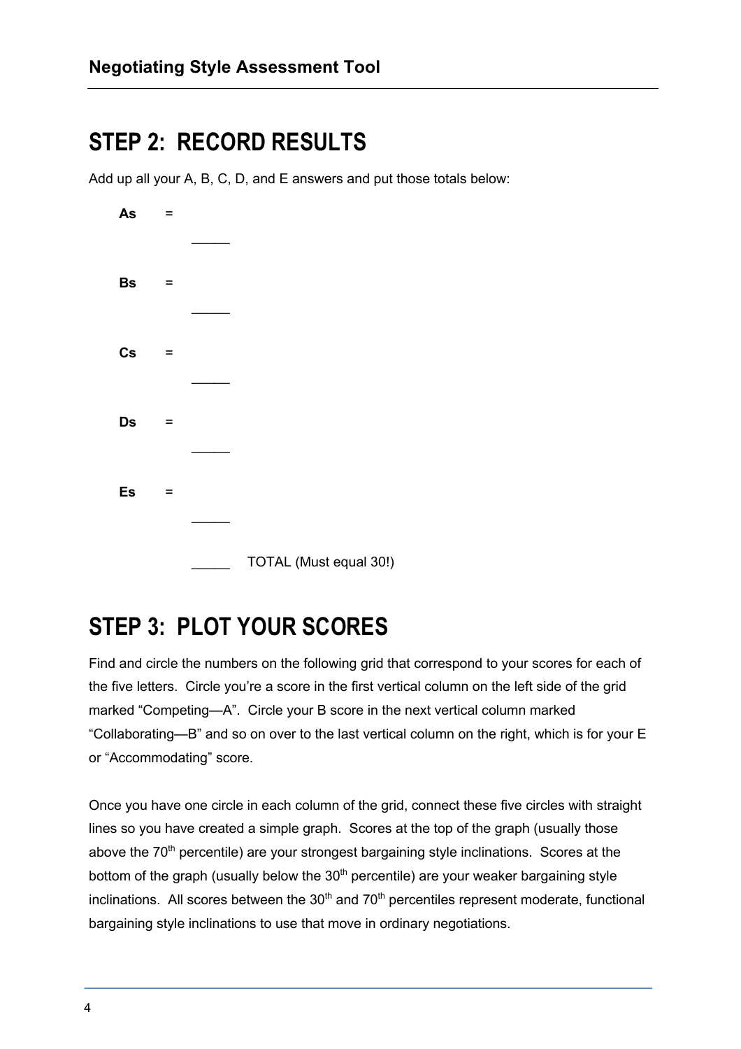## STEP 2: RECORD RESULTS

Add up all your A, B, C, D, and E answers and put those totals below:

**As** = _____

**Bs** = _____

**Cs** = _____

**Ds** = _____

**Es** = _____

_____ TOTAL (Must equal 30!)

## STEP 3: PLOT YOUR SCORES

Find and circle the numbers on the following grid that correspond to your scores for each of the five letters. Circle you're a score in the first vertical column on the left side of the grid marked "Competing—A". Circle your B score in the next vertical column marked "Collaborating—B" and so on over to the last vertical column on the right, which is for your E or "Accommodating" score.

Once you have one circle in each column of the grid, connect these five circles with straight lines so you have created a simple graph. Scores at the top of the graph (usually those above the 70th percentile) are your strongest bargaining style inclinations. Scores at the bottom of the graph (usually below the 30th percentile) are your weaker bargaining style inclinations. All scores between the 30th and 70th percentiles represent moderate, functional bargaining style inclinations to use that move in ordinary negotiations.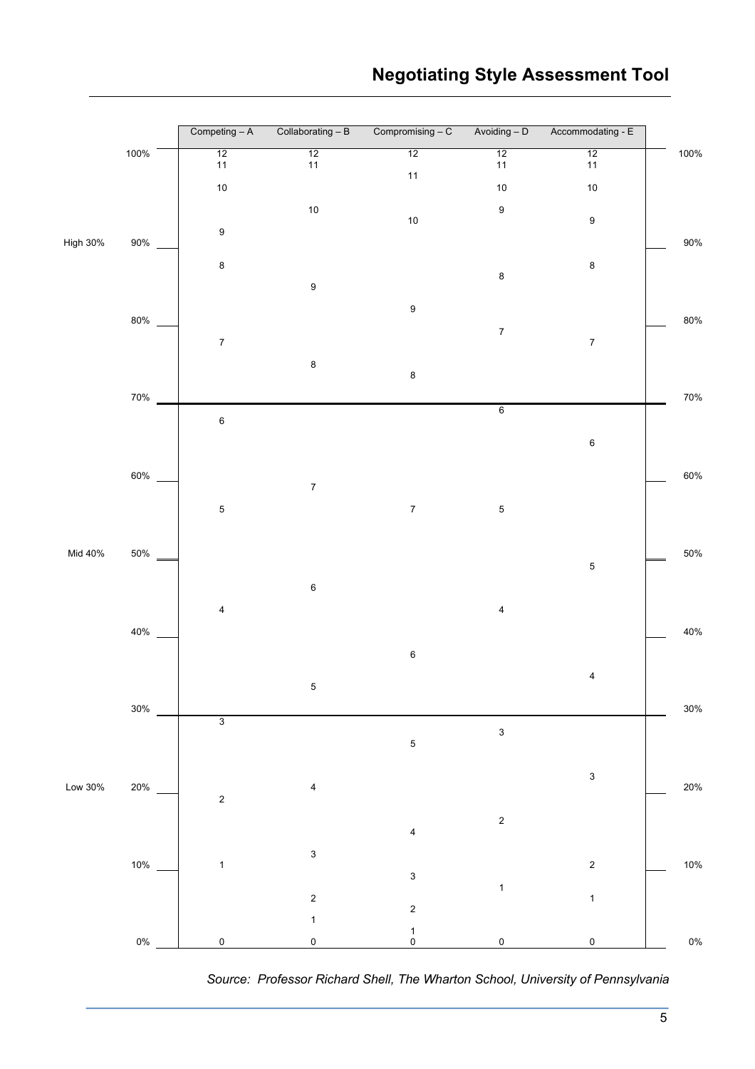# Negotiating Style Assessment Tool

| Percentile | Competing – A | Collaborating – B | Compromising – C | Avoiding – D | Accommodating - E |
|---|---|---|---|---|---|
| High 30% (70%–100%) | 12, 11, 10, 9, 8, 7 | 12, 11, 10, 9, 8 | 12, 11, 10, 9, 8 | 12, 11, 10, 9, 8, 7 | 12, 11, 10, 9, 8, 7 |
| Mid 40% (30%–70%) | 6, 5, 4 | 7, 6, 5 | 7, 6 | 6, 5, 4 | 6, 5, 4 |
| Low 30% (0%–30%) | 3, 2, 1, 0 | 4, 3, 2, 1, 0 | 5, 4, 3, 2, 1, 0 | 3, 2, 1, 0 | 3, 2, 1, 0 |

*Source: Professor Richard Shell, The Wharton School, University of Pennsylvania*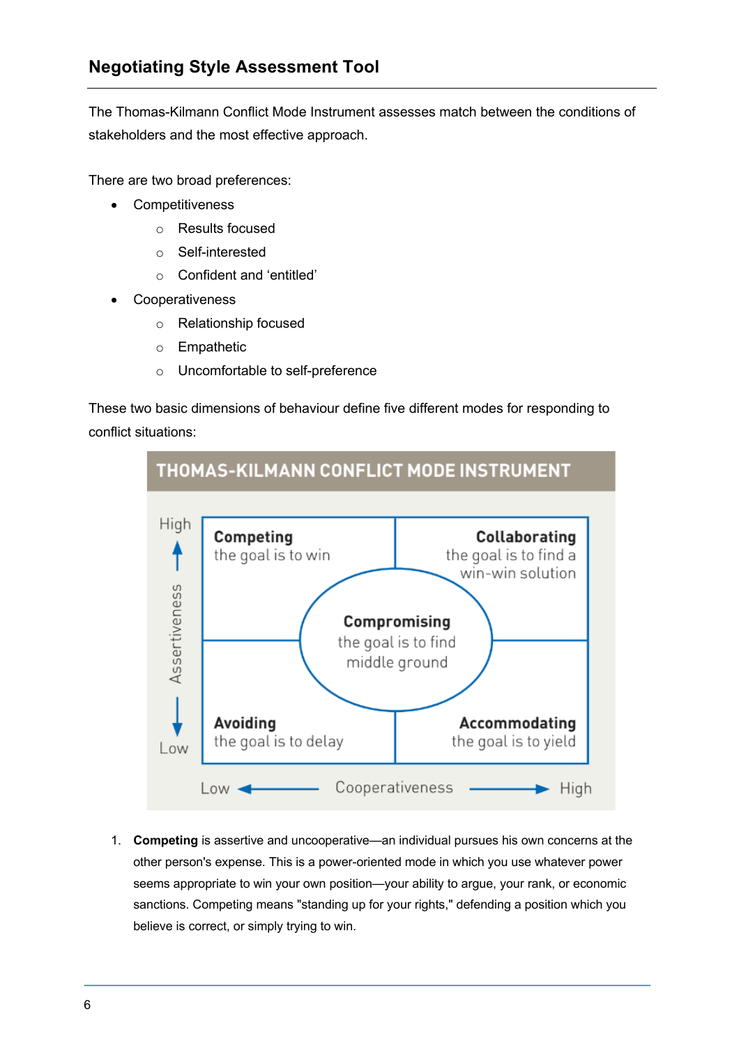## Negotiating Style Assessment Tool

The Thomas-Kilmann Conflict Mode Instrument assesses match between the conditions of stakeholders and the most effective approach.

There are two broad preferences:

- Competitiveness
  - Results focused
  - Self-interested
  - Confident and 'entitled'
- Cooperativeness
  - Relationship focused
  - Empathetic
  - Uncomfortable to self-preference

These two basic dimensions of behaviour define five different modes for responding to conflict situations:

**THOMAS-KILMANN CONFLICT MODE INSTRUMENT**

| Assertiveness ↓ / Cooperativeness → | Low | High |
|---|---|---|
| High | **Competing** the goal is to win | **Collaborating** the goal is to find a win-win solution |
| Low | **Avoiding** the goal is to delay | **Accommodating** the goal is to yield |

Centre: **Compromising** the goal is to find middle ground

1. **Competing** is assertive and uncooperative—an individual pursues his own concerns at the other person's expense. This is a power-oriented mode in which you use whatever power seems appropriate to win your own position—your ability to argue, your rank, or economic sanctions. Competing means "standing up for your rights," defending a position which you believe is correct, or simply trying to win.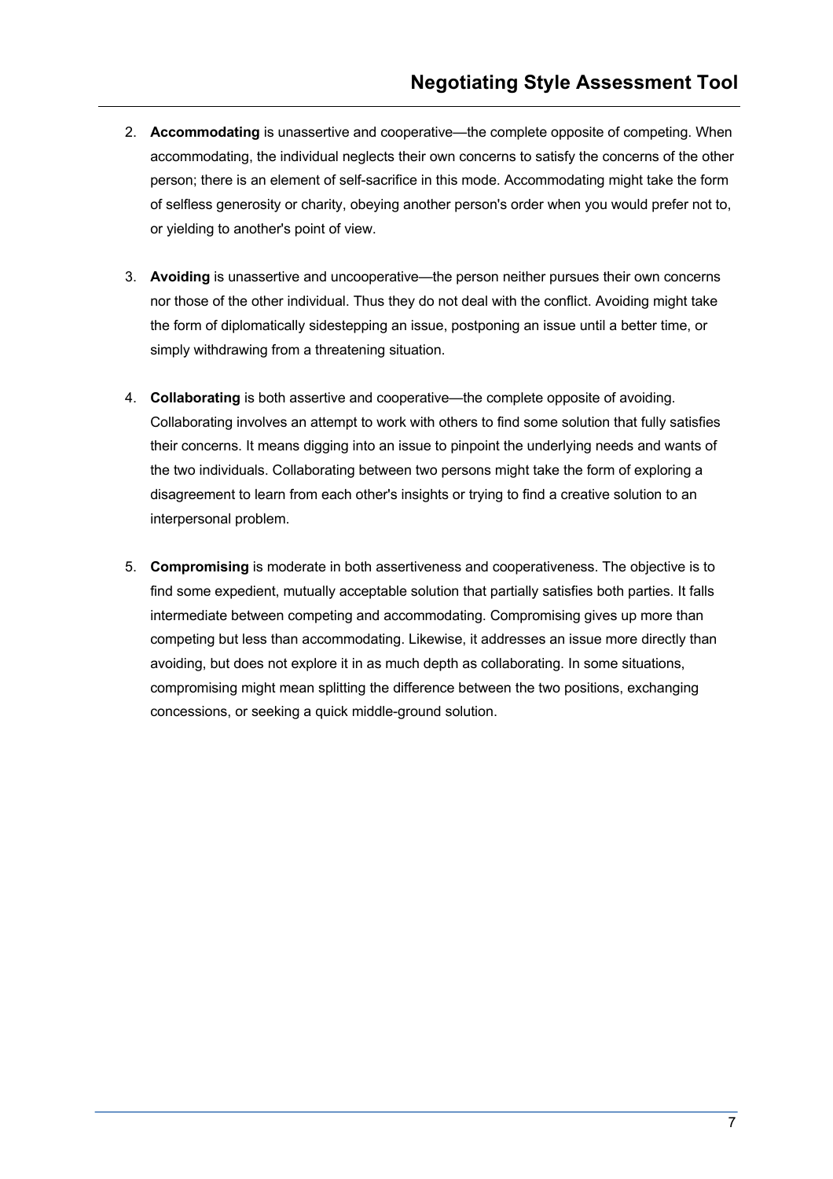2. **Accommodating** is unassertive and cooperative—the complete opposite of competing. When accommodating, the individual neglects their own concerns to satisfy the concerns of the other person; there is an element of self-sacrifice in this mode. Accommodating might take the form of selfless generosity or charity, obeying another person's order when you would prefer not to, or yielding to another's point of view.

3. **Avoiding** is unassertive and uncooperative—the person neither pursues their own concerns nor those of the other individual. Thus they do not deal with the conflict. Avoiding might take the form of diplomatically sidestepping an issue, postponing an issue until a better time, or simply withdrawing from a threatening situation.

4. **Collaborating** is both assertive and cooperative—the complete opposite of avoiding. Collaborating involves an attempt to work with others to find some solution that fully satisfies their concerns. It means digging into an issue to pinpoint the underlying needs and wants of the two individuals. Collaborating between two persons might take the form of exploring a disagreement to learn from each other's insights or trying to find a creative solution to an interpersonal problem.

5. **Compromising** is moderate in both assertiveness and cooperativeness. The objective is to find some expedient, mutually acceptable solution that partially satisfies both parties. It falls intermediate between competing and accommodating. Compromising gives up more than competing but less than accommodating. Likewise, it addresses an issue more directly than avoiding, but does not explore it in as much depth as collaborating. In some situations, compromising might mean splitting the difference between the two positions, exchanging concessions, or seeking a quick middle-ground solution.